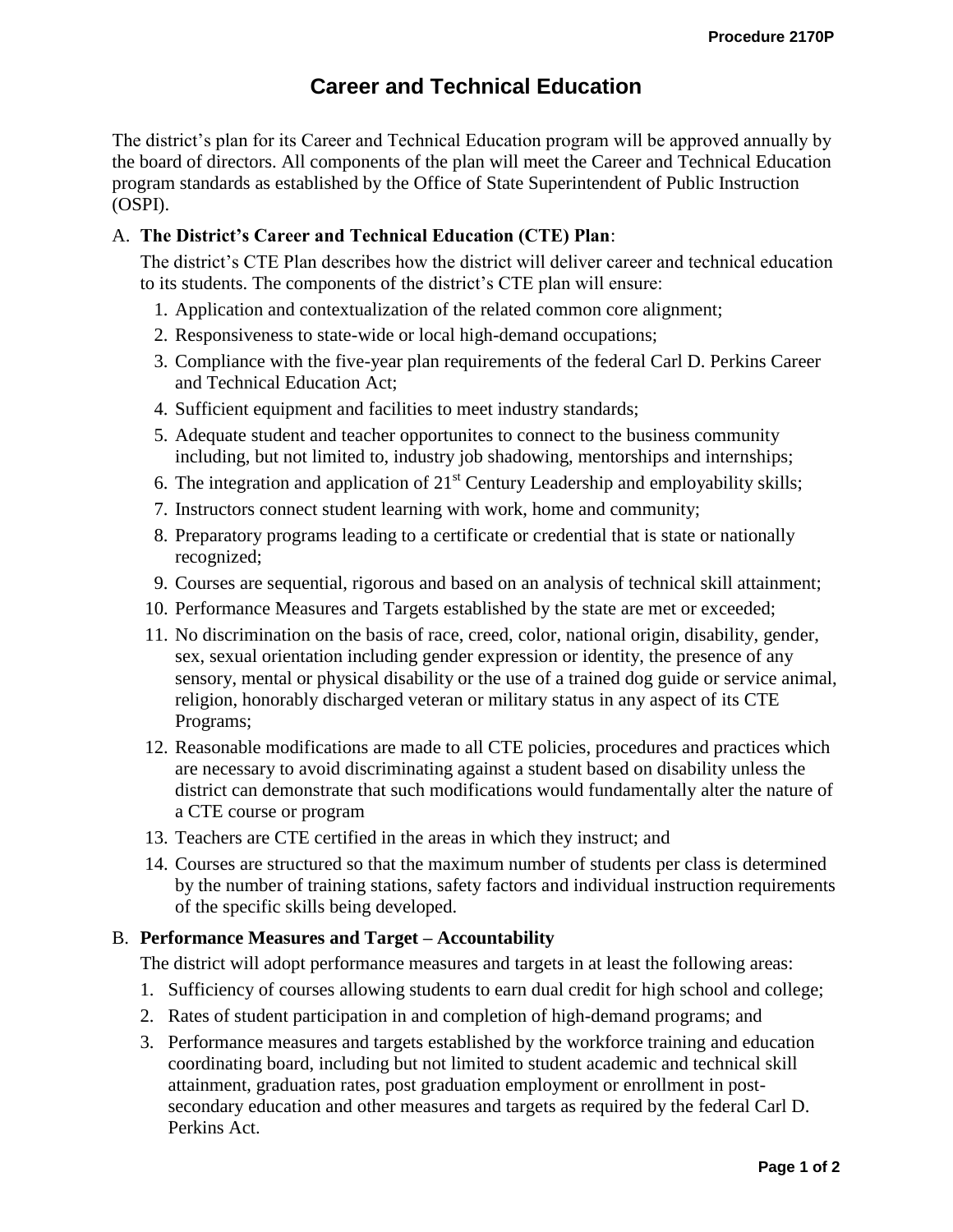# Career and Technical Education

The district's plan for its Career and Technical Education program will be approved annually by the board of directors. All components of the plan will meet the Career and Technical Education program standards as established by the Office of State Superintendent of Public Instruction (OSPI).

A. **The District's Career and Technical Education (CTE) Plan**:

The district's CTE Plan describes how the district will deliver career and technical education to its students. The components of the district's CTE plan will ensure:

1. Application and contextualization of the related common core alignment;
2. Responsiveness to state-wide or local high-demand occupations;
3. Compliance with the five-year plan requirements of the federal Carl D. Perkins Career and Technical Education Act;
4. Sufficient equipment and facilities to meet industry standards;
5. Adequate student and teacher opportunites to connect to the business community including, but not limited to, industry job shadowing, mentorships and internships;
6. The integration and application of 21st Century Leadership and employability skills;
7. Instructors connect student learning with work, home and community;
8. Preparatory programs leading to a certificate or credential that is state or nationally recognized;
9. Courses are sequential, rigorous and based on an analysis of technical skill attainment;
10. Performance Measures and Targets established by the state are met or exceeded;
11. No discrimination on the basis of race, creed, color, national origin, disability, gender, sex, sexual orientation including gender expression or identity, the presence of any sensory, mental or physical disability or the use of a trained dog guide or service animal, religion, honorably discharged veteran or military status in any aspect of its CTE Programs;
12. Reasonable modifications are made to all CTE policies, procedures and practices which are necessary to avoid discriminating against a student based on disability unless the district can demonstrate that such modifications would fundamentally alter the nature of a CTE course or program
13. Teachers are CTE certified in the areas in which they instruct; and
14. Courses are structured so that the maximum number of students per class is determined by the number of training stations, safety factors and individual instruction requirements of the specific skills being developed.

B. **Performance Measures and Target – Accountability**

The district will adopt performance measures and targets in at least the following areas:

1. Sufficiency of courses allowing students to earn dual credit for high school and college;
2. Rates of student participation in and completion of high-demand programs; and
3. Performance measures and targets established by the workforce training and education coordinating board, including but not limited to student academic and technical skill attainment, graduation rates, post graduation employment or enrollment in post-secondary education and other measures and targets as required by the federal Carl D. Perkins Act.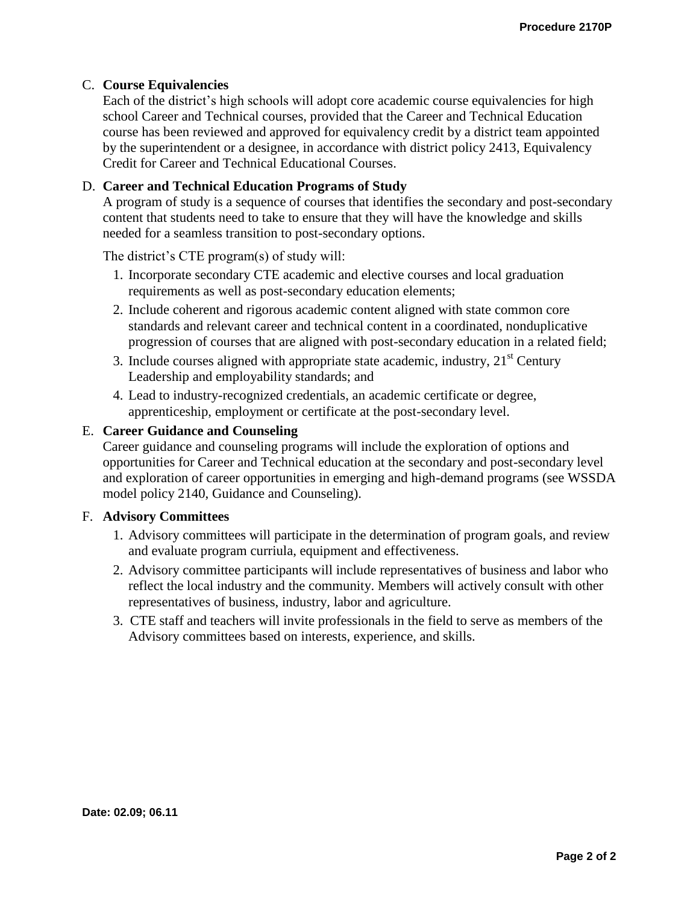C. **Course Equivalencies**

Each of the district's high schools will adopt core academic course equivalencies for high school Career and Technical courses, provided that the Career and Technical Education course has been reviewed and approved for equivalency credit by a district team appointed by the superintendent or a designee, in accordance with district policy 2413, Equivalency Credit for Career and Technical Educational Courses.

D. **Career and Technical Education Programs of Study**

A program of study is a sequence of courses that identifies the secondary and post-secondary content that students need to take to ensure that they will have the knowledge and skills needed for a seamless transition to post-secondary options.

The district's CTE program(s) of study will:

1. Incorporate secondary CTE academic and elective courses and local graduation requirements as well as post-secondary education elements;
2. Include coherent and rigorous academic content aligned with state common core standards and relevant career and technical content in a coordinated, nonduplicative progression of courses that are aligned with post-secondary education in a related field;
3. Include courses aligned with appropriate state academic, industry, 21st Century Leadership and employability standards; and
4. Lead to industry-recognized credentials, an academic certificate or degree, apprenticeship, employment or certificate at the post-secondary level.

E. **Career Guidance and Counseling**

Career guidance and counseling programs will include the exploration of options and opportunities for Career and Technical education at the secondary and post-secondary level and exploration of career opportunities in emerging and high-demand programs (see WSSDA model policy 2140, Guidance and Counseling).

F. **Advisory Committees**

1. Advisory committees will participate in the determination of program goals, and review and evaluate program curriula, equipment and effectiveness.
2. Advisory committee participants will include representatives of business and labor who reflect the local industry and the community. Members will actively consult with other representatives of business, industry, labor and agriculture.
3. CTE staff and teachers will invite professionals in the field to serve as members of the Advisory committees based on interests, experience, and skills.

**Date: 02.09; 06.11**